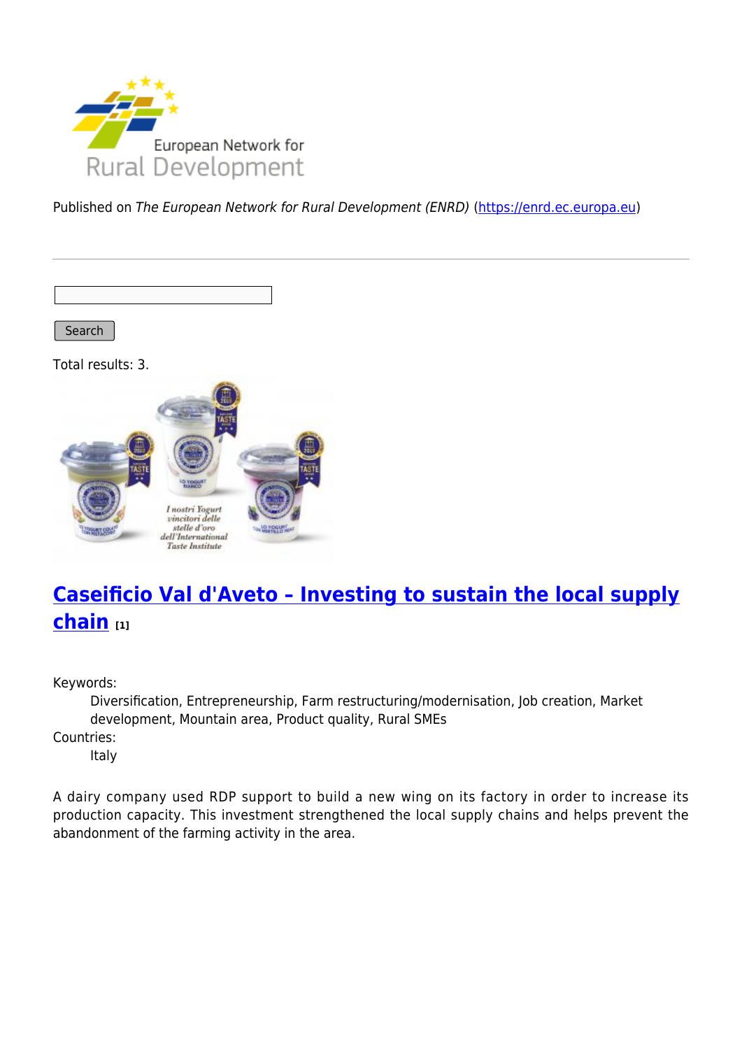Published on *The European Network for Rural Development (ENRD)* (https://enrd.ec.europa.eu)

Search

Total results: 3.

## Caseificio Val d'Aveto – Investing to sustain the local supply chain [1]

Keywords:

Diversification, Entrepreneurship, Farm restructuring/modernisation, Job creation, Market development, Mountain area, Product quality, Rural SMEs

Countries:

Italy

A dairy company used RDP support to build a new wing on its factory in order to increase its production capacity. This investment strengthened the local supply chains and helps prevent the abandonment of the farming activity in the area.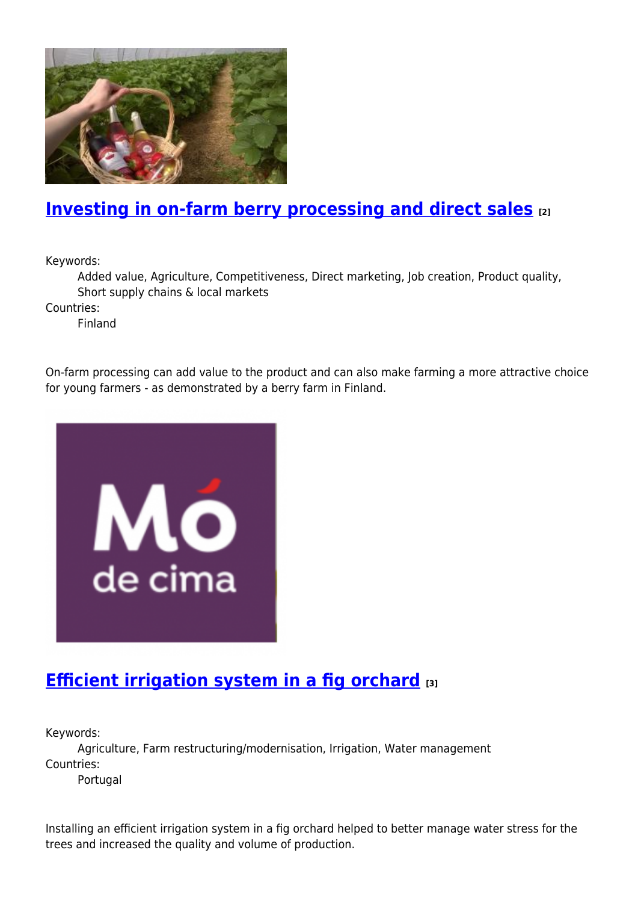## Investing in on-farm berry processing and direct sales [2]

Keywords:
Added value, Agriculture, Competitiveness, Direct marketing, Job creation, Product quality, Short supply chains & local markets

Countries:
Finland

On-farm processing can add value to the product and can also make farming a more attractive choice for young farmers - as demonstrated by a berry farm in Finland.

## Efficient irrigation system in a fig orchard [3]

Keywords:
Agriculture, Farm restructuring/modernisation, Irrigation, Water management

Countries:
Portugal

Installing an efficient irrigation system in a fig orchard helped to better manage water stress for the trees and increased the quality and volume of production.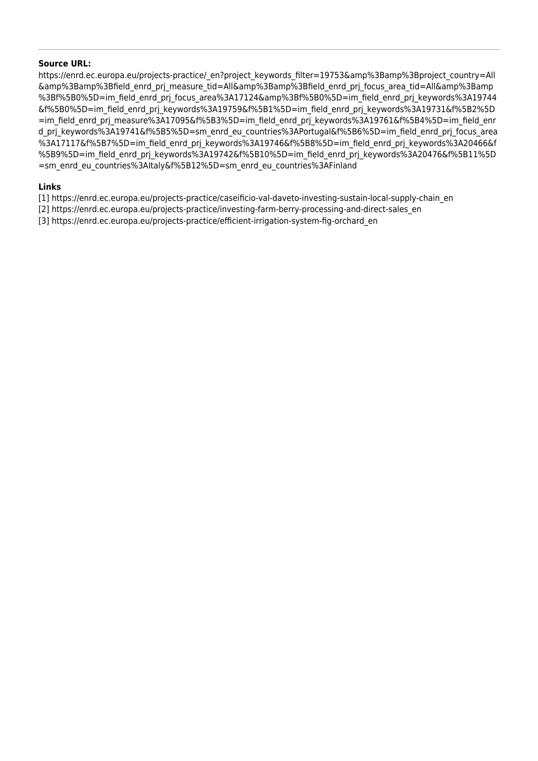**Source URL:**

https://enrd.ec.europa.eu/projects-practice/_en?project_keywords_filter=19753&amp%3Bamp%3Bproject_country=All&amp%3Bamp%3Bfield_enrd_prj_measure_tid=All&amp%3Bamp%3Bfield_enrd_prj_focus_area_tid=All&amp%3Bamp%3Bf%5B0%5D=im_field_enrd_prj_focus_area%3A17124&amp%3Bf%5B0%5D=im_field_enrd_prj_keywords%3A19744&f%5B0%5D=im_field_enrd_prj_keywords%3A19759&f%5B1%5D=im_field_enrd_prj_keywords%3A19731&f%5B2%5D=im_field_enrd_prj_measure%3A17095&f%5B3%5D=im_field_enrd_prj_keywords%3A19761&f%5B4%5D=im_field_enrd_prj_keywords%3A19741&f%5B5%5D=sm_enrd_eu_countries%3APortugal&f%5B6%5D=im_field_enrd_prj_focus_area%3A17117&f%5B7%5D=im_field_enrd_prj_keywords%3A19746&f%5B8%5D=im_field_enrd_prj_keywords%3A20466&f%5B9%5D=im_field_enrd_prj_keywords%3A19742&f%5B10%5D=im_field_enrd_prj_keywords%3A20476&f%5B11%5D=sm_enrd_eu_countries%3AItaly&f%5B12%5D=sm_enrd_eu_countries%3AFinland

**Links**

[1] https://enrd.ec.europa.eu/projects-practice/caseificio-val-daveto-investing-sustain-local-supply-chain_en

[2] https://enrd.ec.europa.eu/projects-practice/investing-farm-berry-processing-and-direct-sales_en

[3] https://enrd.ec.europa.eu/projects-practice/efficient-irrigation-system-fig-orchard_en